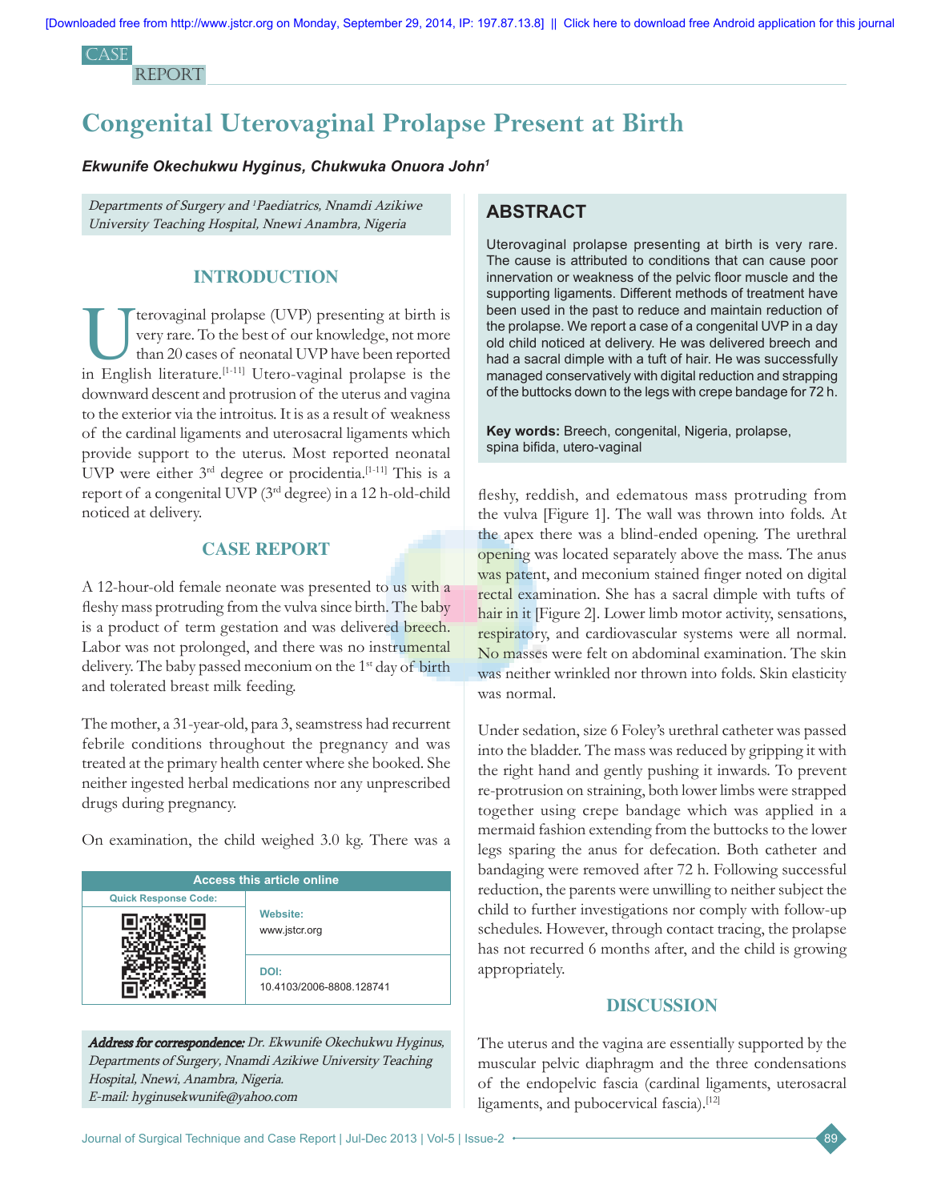CASE REPORT

# Congenital Uterovaginal Prolapse Present at Birth

***Ekwunife Okechukwu Hyginus, Chukwuka Onuora John[1]***

*Departments of Surgery and [1]Paediatrics, Nnamdi Azikiwe University Teaching Hospital, Nnewi Anambra, Nigeria*

## ABSTRACT

Uterovaginal prolapse presenting at birth is very rare. The cause is attributed to conditions that can cause poor innervation or weakness of the pelvic floor muscle and the supporting ligaments. Different methods of treatment have been used in the past to reduce and maintain reduction of the prolapse. We report a case of a congenital UVP in a day old child noticed at delivery. He was delivered breech and had a sacral dimple with a tuft of hair. He was successfully managed conservatively with digital reduction and strapping of the buttocks down to the legs with crepe bandage for 72 h.

**Key words:** Breech, congenital, Nigeria, prolapse, spina bifida, utero-vaginal

## INTRODUCTION

Uterovaginal prolapse (UVP) presenting at birth is very rare. To the best of our knowledge, not more than 20 cases of neonatal UVP have been reported in English literature.[1-11] Utero-vaginal prolapse is the downward descent and protrusion of the uterus and vagina to the exterior via the introitus. It is as a result of weakness of the cardinal ligaments and uterosacral ligaments which provide support to the uterus. Most reported neonatal UVP were either 3rd degree or procidentia.[1-11] This is a report of a congenital UVP (3rd degree) in a 12 h-old-child noticed at delivery.

## CASE REPORT

A 12-hour-old female neonate was presented to us with a fleshy mass protruding from the vulva since birth. The baby is a product of term gestation and was delivered breech. Labor was not prolonged, and there was no instrumental delivery. The baby passed meconium on the 1st day of birth and tolerated breast milk feeding.

The mother, a 31-year-old, para 3, seamstress had recurrent febrile conditions throughout the pregnancy and was treated at the primary health center where she booked. She neither ingested herbal medications nor any unprescribed drugs during pregnancy.

On examination, the child weighed 3.0 kg. There was a fleshy, reddish, and edematous mass protruding from the vulva [Figure 1]. The wall was thrown into folds. At the apex there was a blind-ended opening. The urethral opening was located separately above the mass. The anus was patent, and meconium stained finger noted on digital rectal examination. She has a sacral dimple with tufts of hair in it [Figure 2]. Lower limb motor activity, sensations, respiratory, and cardiovascular systems were all normal. No masses were felt on abdominal examination. The skin was neither wrinkled nor thrown into folds. Skin elasticity was normal.

Under sedation, size 6 Foley's urethral catheter was passed into the bladder. The mass was reduced by gripping it with the right hand and gently pushing it inwards. To prevent re-protrusion on straining, both lower limbs were strapped together using crepe bandage which was applied in a mermaid fashion extending from the buttocks to the lower legs sparing the anus for defecation. Both catheter and bandaging were removed after 72 h. Following successful reduction, the parents were unwilling to neither subject the child to further investigations nor comply with follow-up schedules. However, through contact tracing, the prolapse has not recurred 6 months after, and the child is growing appropriately.

## DISCUSSION

The uterus and the vagina are essentially supported by the muscular pelvic diaphragm and the three condensations of the endopelvic fascia (cardinal ligaments, uterosacral ligaments, and pubocervical fascia).[12]

| Access this article online | |
|---|---|
| Quick Response Code: | Website: www.jstcr.org |
| | DOI: 10.4103/2006-8808.128741 |

***Address for correspondence:*** *Dr. Ekwunife Okechukwu Hyginus, Departments of Surgery, Nnamdi Azikiwe University Teaching Hospital, Nnewi, Anambra, Nigeria. E-mail: hyginusekwunife@yahoo.com*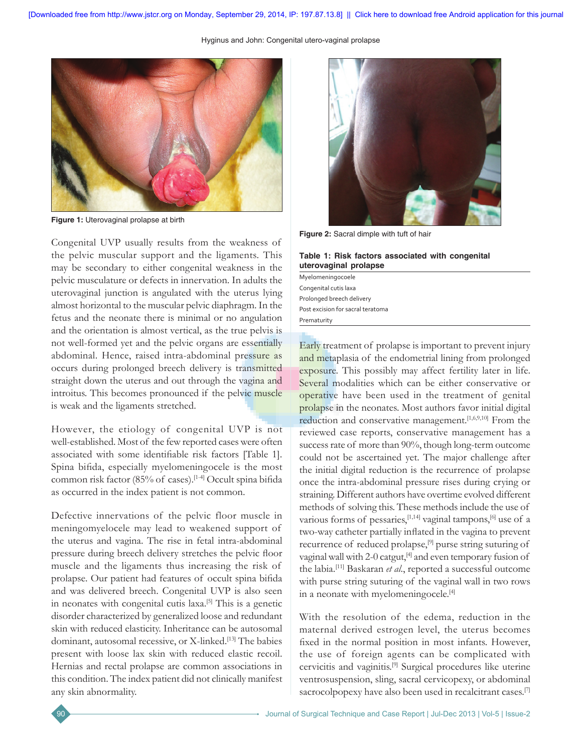Figure 1: Uterovaginal prolapse at birth

Figure 2: Sacral dimple with tuft of hair

Congenital UVP usually results from the weakness of the pelvic muscular support and the ligaments. This may be secondary to either congenital weakness in the pelvic musculature or defects in innervation. In adults the uterovaginal junction is angulated with the uterus lying almost horizontal to the muscular pelvic diaphragm. In the fetus and the neonate there is minimal or no angulation and the orientation is almost vertical, as the true pelvis is not well-formed yet and the pelvic organs are essentially abdominal. Hence, raised intra-abdominal pressure as occurs during prolonged breech delivery is transmitted straight down the uterus and out through the vagina and introitus. This becomes pronounced if the pelvic muscle is weak and the ligaments stretched.

However, the etiology of congenital UVP is not well-established. Most of the few reported cases were often associated with some identifiable risk factors [Table 1]. Spina bifida, especially myelomeningocele is the most common risk factor (85% of cases).[1-4] Occult spina bifida as occurred in the index patient is not common.

Defective innervations of the pelvic floor muscle in meningomyelocele may lead to weakened support of the uterus and vagina. The rise in fetal intra-abdominal pressure during breech delivery stretches the pelvic floor muscle and the ligaments thus increasing the risk of prolapse. Our patient had features of occult spina bifida and was delivered breech. Congenital UVP is also seen in neonates with congenital cutis laxa.[5] This is a genetic disorder characterized by generalized loose and redundant skin with reduced elasticity. Inheritance can be autosomal dominant, autosomal recessive, or X-linked.[13] The babies present with loose lax skin with reduced elastic recoil. Hernias and rectal prolapse are common associations in this condition. The index patient did not clinically manifest any skin abnormality.

**Table 1: Risk factors associated with congenital uterovaginal prolapse**

| |
|---|
| Myelomeningocoele |
| Congenital cutis laxa |
| Prolonged breech delivery |
| Post excision for sacral teratoma |
| Prematurity |

Early treatment of prolapse is important to prevent injury and metaplasia of the endometrial lining from prolonged exposure. This possibly may affect fertility later in life. Several modalities which can be either conservative or operative have been used in the treatment of genital prolapse in the neonates. Most authors favor initial digital reduction and conservative management.[1,6,9,10] From the reviewed case reports, conservative management has a success rate of more than 90%, though long-term outcome could not be ascertained yet. The major challenge after the initial digital reduction is the recurrence of prolapse once the intra-abdominal pressure rises during crying or straining. Different authors have overtime evolved different methods of solving this. These methods include the use of various forms of pessaries,[1,14] vaginal tampons,[6] use of a two-way catheter partially inflated in the vagina to prevent recurrence of reduced prolapse,[9] purse string suturing of vaginal wall with 2-0 catgut,[4] and even temporary fusion of the labia.[11] Baskaran *et al.*, reported a successful outcome with purse string suturing of the vaginal wall in two rows in a neonate with myelomeningocele.[4]

With the resolution of the edema, reduction in the maternal derived estrogen level, the uterus becomes fixed in the normal position in most infants. However, the use of foreign agents can be complicated with cervicitis and vaginitis.[9] Surgical procedures like uterine ventrosuspension, sling, sacral cervicopexy, or abdominal sacrocolpopexy have also been used in recalcitrant cases.[7]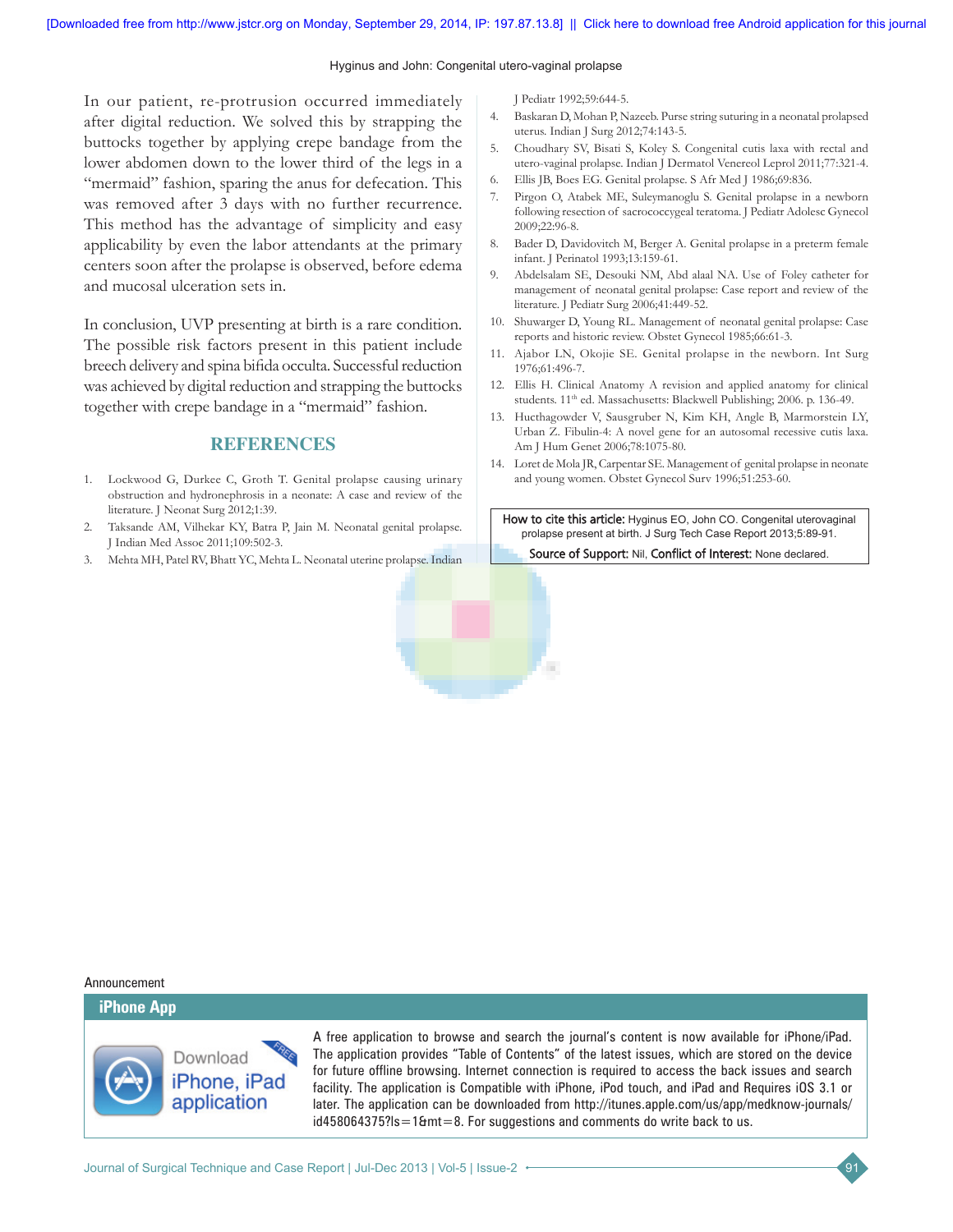In our patient, re-protrusion occurred immediately after digital reduction. We solved this by strapping the buttocks together by applying crepe bandage from the lower abdomen down to the lower third of the legs in a "mermaid" fashion, sparing the anus for defecation. This was removed after 3 days with no further recurrence. This method has the advantage of simplicity and easy applicability by even the labor attendants at the primary centers soon after the prolapse is observed, before edema and mucosal ulceration sets in.

In conclusion, UVP presenting at birth is a rare condition. The possible risk factors present in this patient include breech delivery and spina bifida occulta. Successful reduction was achieved by digital reduction and strapping the buttocks together with crepe bandage in a "mermaid" fashion.

## REFERENCES

1. Lockwood G, Durkee C, Groth T. Genital prolapse causing urinary obstruction and hydronephrosis in a neonate: A case and review of the literature. J Neonat Surg 2012;1:39.
2. Taksande AM, Vilhekar KY, Batra P, Jain M. Neonatal genital prolapse. J Indian Med Assoc 2011;109:502-3.
3. Mehta MH, Patel RV, Bhatt YC, Mehta L. Neonatal uterine prolapse. Indian J Pediatr 1992;59:644-5.
4. Baskaran D, Mohan P, Nazeeb. Purse string suturing in a neonatal prolapsed uterus. Indian J Surg 2012;74:143-5.
5. Choudhary SV, Bisati S, Koley S. Congenital cutis laxa with rectal and utero-vaginal prolapse. Indian J Dermatol Venereol Leprol 2011;77:321-4.
6. Ellis JB, Boes EG. Genital prolapse. S Afr Med J 1986;69:836.
7. Pirgon O, Atabek ME, Suleymanoglu S. Genital prolapse in a newborn following resection of sacrococcygeal teratoma. J Pediatr Adolesc Gynecol 2009;22:96-8.
8. Bader D, Davidovitch M, Berger A. Genital prolapse in a preterm female infant. J Perinatol 1993;13:159-61.
9. Abdelsalam SE, Desouki NM, Abd alaal NA. Use of Foley catheter for management of neonatal genital prolapse: Case report and review of the literature. J Pediatr Surg 2006;41:449-52.
10. Shuwarger D, Young RL. Management of neonatal genital prolapse: Case reports and historic review. Obstet Gynecol 1985;66:61-3.
11. Ajabor LN, Okojie SE. Genital prolapse in the newborn. Int Surg 1976;61:496-7.
12. Ellis H. Clinical Anatomy A revision and applied anatomy for clinical students. 11th ed. Massachusetts: Blackwell Publishing; 2006. p. 136-49.
13. Hucthagowder V, Sausgruber N, Kim KH, Angle B, Marmorstein LY, Urban Z. Fibulin-4: A novel gene for an autosomal recessive cutis laxa. Am J Hum Genet 2006;78:1075-80.
14. Loret de Mola JR, Carpentar SE. Management of genital prolapse in neonate and young women. Obstet Gynecol Surv 1996;51:253-60.

**How to cite this article:** Hyginus EO, John CO. Congenital uterovaginal prolapse present at birth. J Surg Tech Case Report 2013;5:89-91.

**Source of Support:** Nil, **Conflict of Interest:** None declared.

Announcement

**iPhone App**

Download iPhone, iPad application

A free application to browse and search the journal's content is now available for iPhone/iPad. The application provides "Table of Contents" of the latest issues, which are stored on the device for future offline browsing. Internet connection is required to access the back issues and search facility. The application is Compatible with iPhone, iPod touch, and iPad and Requires iOS 3.1 or later. The application can be downloaded from http://itunes.apple.com/us/app/medknow-journals/id458064375?ls=1&mt=8. For suggestions and comments do write back to us.